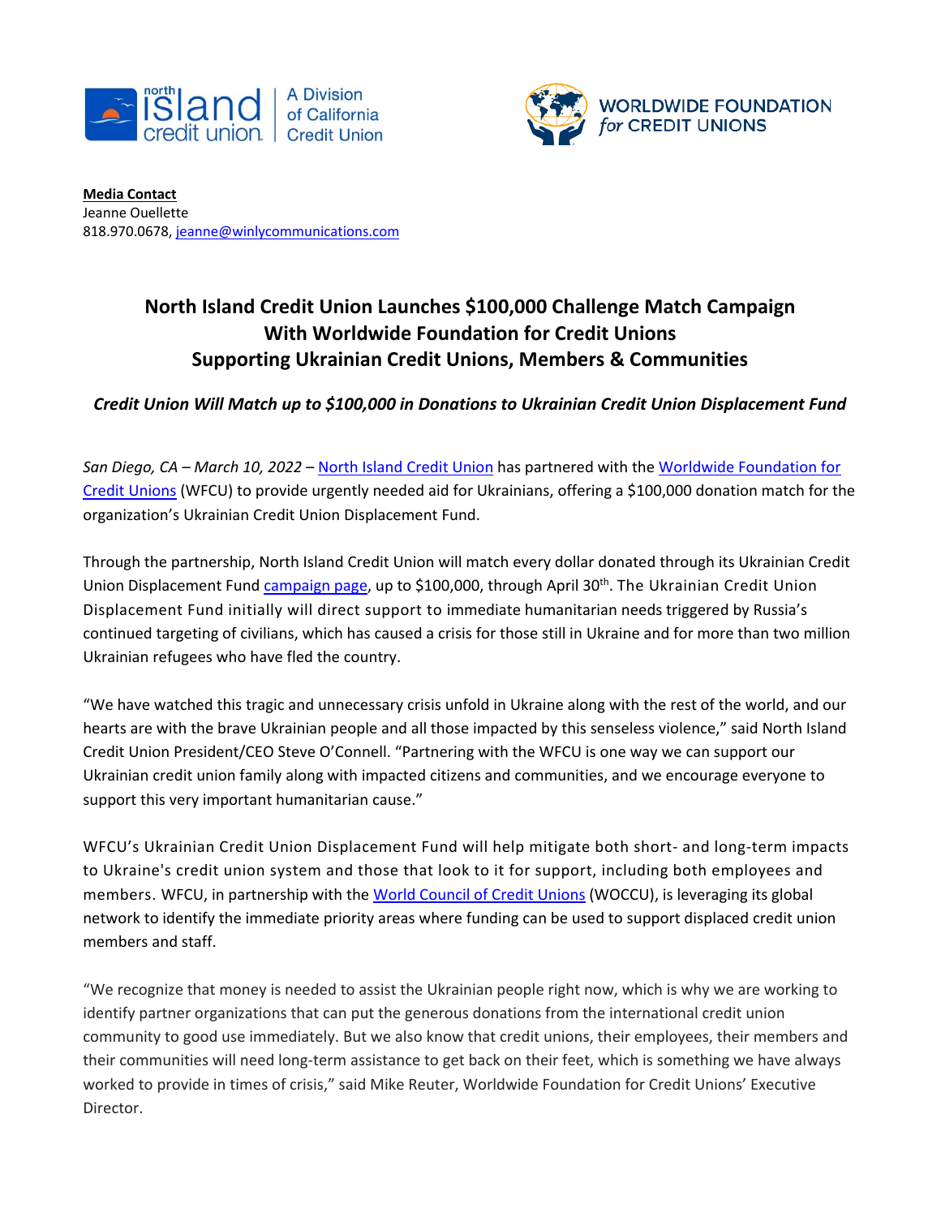**Media Contact**
Jeanne Ouellette
818.970.0678, jeanne@winlycommunications.com

# North Island Credit Union Launches $100,000 Challenge Match Campaign With Worldwide Foundation for Credit Unions Supporting Ukrainian Credit Unions, Members & Communities

***Credit Union Will Match up to $100,000 in Donations to Ukrainian Credit Union Displacement Fund***

*San Diego, CA – March 10, 2022* – North Island Credit Union has partnered with the Worldwide Foundation for Credit Unions (WFCU) to provide urgently needed aid for Ukrainians, offering a $100,000 donation match for the organization's Ukrainian Credit Union Displacement Fund.

Through the partnership, North Island Credit Union will match every dollar donated through its Ukrainian Credit Union Displacement Fund campaign page, up to $100,000, through April 30th. The Ukrainian Credit Union Displacement Fund initially will direct support to immediate humanitarian needs triggered by Russia's continued targeting of civilians, which has caused a crisis for those still in Ukraine and for more than two million Ukrainian refugees who have fled the country.

"We have watched this tragic and unnecessary crisis unfold in Ukraine along with the rest of the world, and our hearts are with the brave Ukrainian people and all those impacted by this senseless violence," said North Island Credit Union President/CEO Steve O'Connell. "Partnering with the WFCU is one way we can support our Ukrainian credit union family along with impacted citizens and communities, and we encourage everyone to support this very important humanitarian cause."

WFCU's Ukrainian Credit Union Displacement Fund will help mitigate both short- and long-term impacts to Ukraine's credit union system and those that look to it for support, including both employees and members. WFCU, in partnership with the World Council of Credit Unions (WOCCU), is leveraging its global network to identify the immediate priority areas where funding can be used to support displaced credit union members and staff.

"We recognize that money is needed to assist the Ukrainian people right now, which is why we are working to identify partner organizations that can put the generous donations from the international credit union community to good use immediately. But we also know that credit unions, their employees, their members and their communities will need long-term assistance to get back on their feet, which is something we have always worked to provide in times of crisis," said Mike Reuter, Worldwide Foundation for Credit Unions' Executive Director.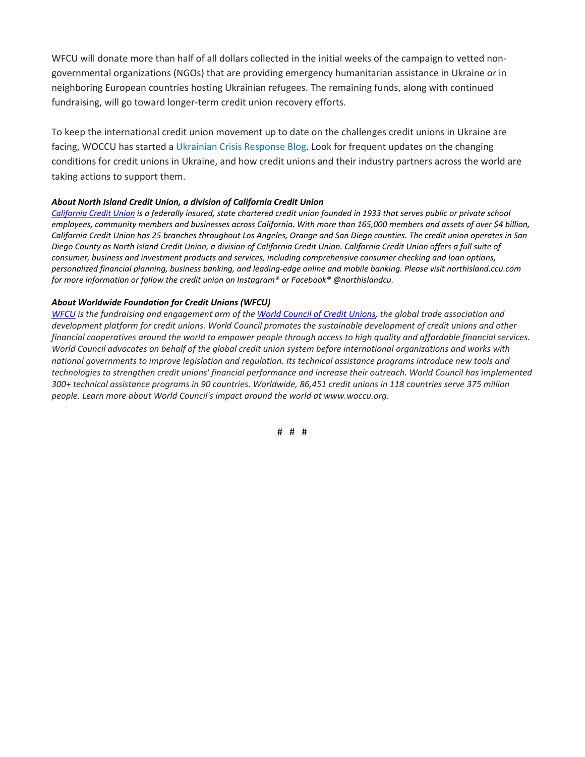WFCU will donate more than half of all dollars collected in the initial weeks of the campaign to vetted non-governmental organizations (NGOs) that are providing emergency humanitarian assistance in Ukraine or in neighboring European countries hosting Ukrainian refugees. The remaining funds, along with continued fundraising, will go toward longer-term credit union recovery efforts.

To keep the international credit union movement up to date on the challenges credit unions in Ukraine are facing, WOCCU has started a Ukrainian Crisis Response Blog. Look for frequent updates on the changing conditions for credit unions in Ukraine, and how credit unions and their industry partners across the world are taking actions to support them.

***About North Island Credit Union, a division of California Credit Union***

*California Credit Union is a federally insured, state chartered credit union founded in 1933 that serves public or private school employees, community members and businesses across California. With more than 165,000 members and assets of over $4 billion, California Credit Union has 25 branches throughout Los Angeles, Orange and San Diego counties. The credit union operates in San Diego County as North Island Credit Union, a division of California Credit Union. California Credit Union offers a full suite of consumer, business and investment products and services, including comprehensive consumer checking and loan options, personalized financial planning, business banking, and leading-edge online and mobile banking. Please visit northisland.ccu.com for more information or follow the credit union on Instagram® or Facebook® @northislandcu.*

***About Worldwide Foundation for Credit Unions (WFCU)***

*WFCU is the fundraising and engagement arm of the World Council of Credit Unions, the global trade association and development platform for credit unions. World Council promotes the sustainable development of credit unions and other financial cooperatives around the world to empower people through access to high quality and affordable financial services. World Council advocates on behalf of the global credit union system before international organizations and works with national governments to improve legislation and regulation. Its technical assistance programs introduce new tools and technologies to strengthen credit unions' financial performance and increase their outreach. World Council has implemented 300+ technical assistance programs in 90 countries. Worldwide, 86,451 credit unions in 118 countries serve 375 million people. Learn more about World Council's impact around the world at www.woccu.org.*

# # #